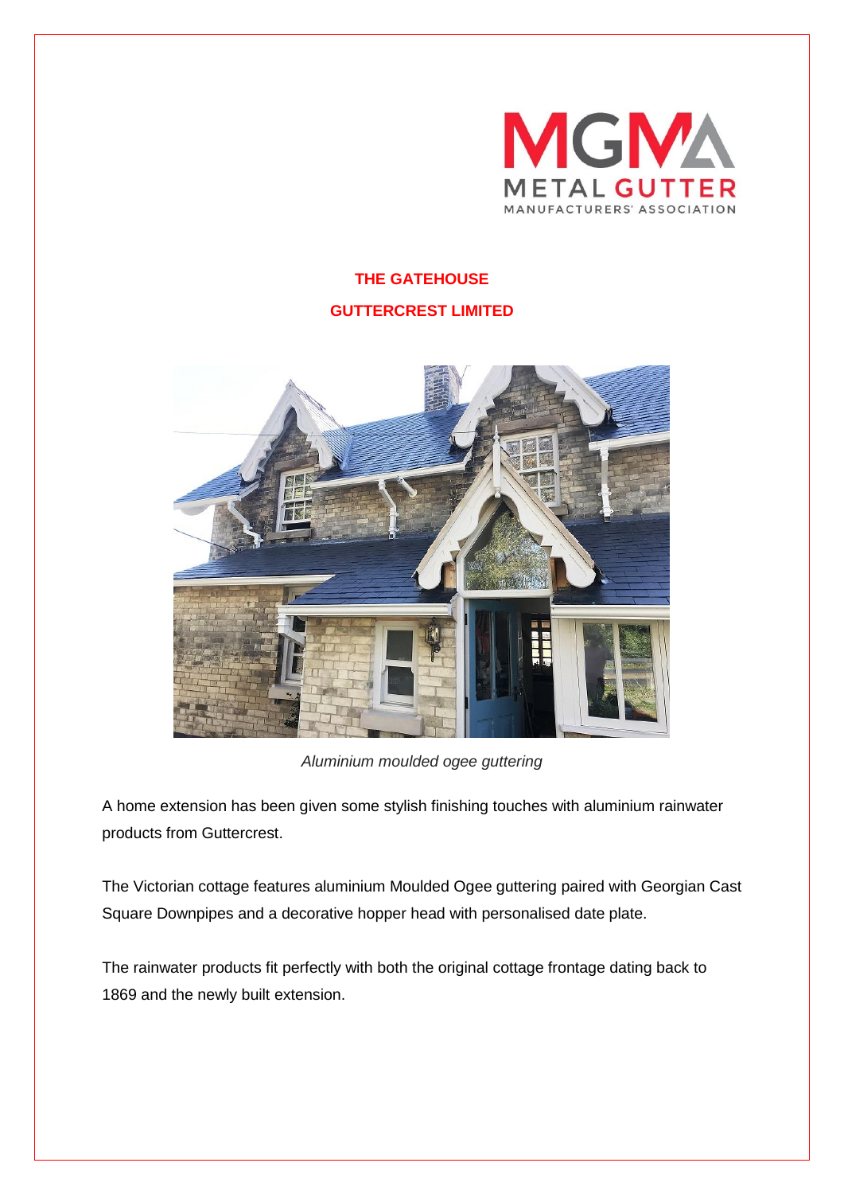# THE GATEHOUSE

## GUTTERCREST LIMITED

*Aluminium moulded ogee guttering*

A home extension has been given some stylish finishing touches with aluminium rainwater products from Guttercrest.

The Victorian cottage features aluminium Moulded Ogee guttering paired with Georgian Cast Square Downpipes and a decorative hopper head with personalised date plate.

The rainwater products fit perfectly with both the original cottage frontage dating back to 1869 and the newly built extension.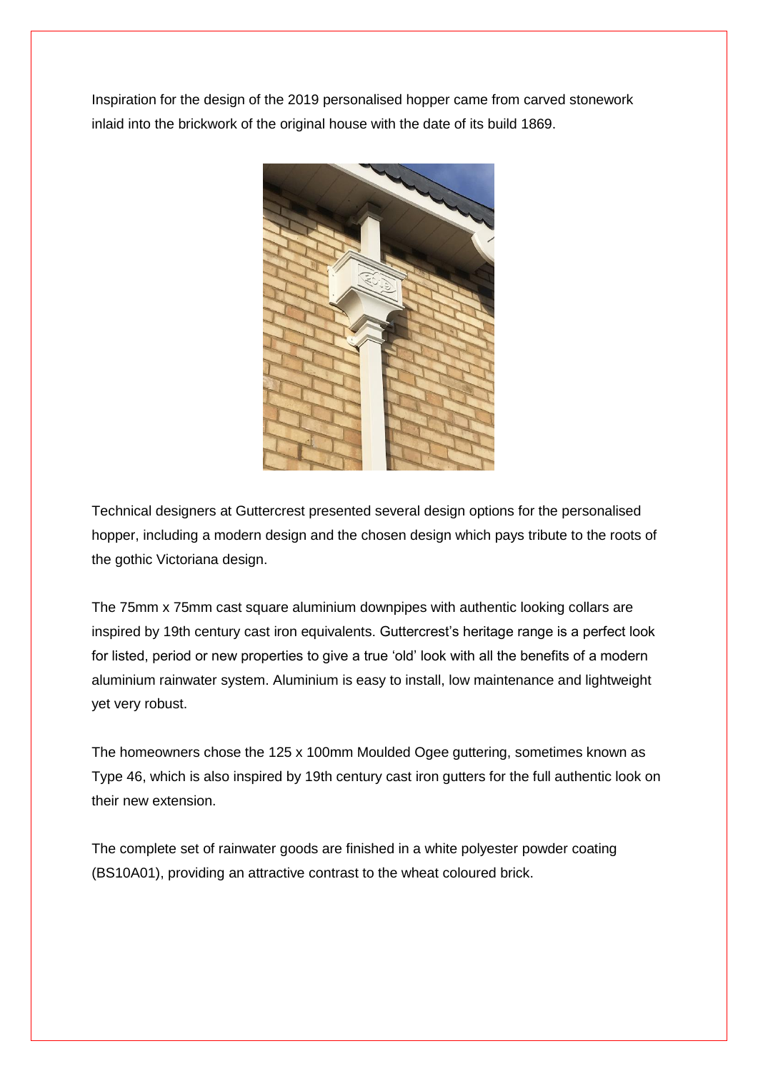Inspiration for the design of the 2019 personalised hopper came from carved stonework inlaid into the brickwork of the original house with the date of its build 1869.

Technical designers at Guttercrest presented several design options for the personalised hopper, including a modern design and the chosen design which pays tribute to the roots of the gothic Victoriana design.

The 75mm x 75mm cast square aluminium downpipes with authentic looking collars are inspired by 19th century cast iron equivalents. Guttercrest's heritage range is a perfect look for listed, period or new properties to give a true 'old' look with all the benefits of a modern aluminium rainwater system. Aluminium is easy to install, low maintenance and lightweight yet very robust.

The homeowners chose the 125 x 100mm Moulded Ogee guttering, sometimes known as Type 46, which is also inspired by 19th century cast iron gutters for the full authentic look on their new extension.

The complete set of rainwater goods are finished in a white polyester powder coating (BS10A01), providing an attractive contrast to the wheat coloured brick.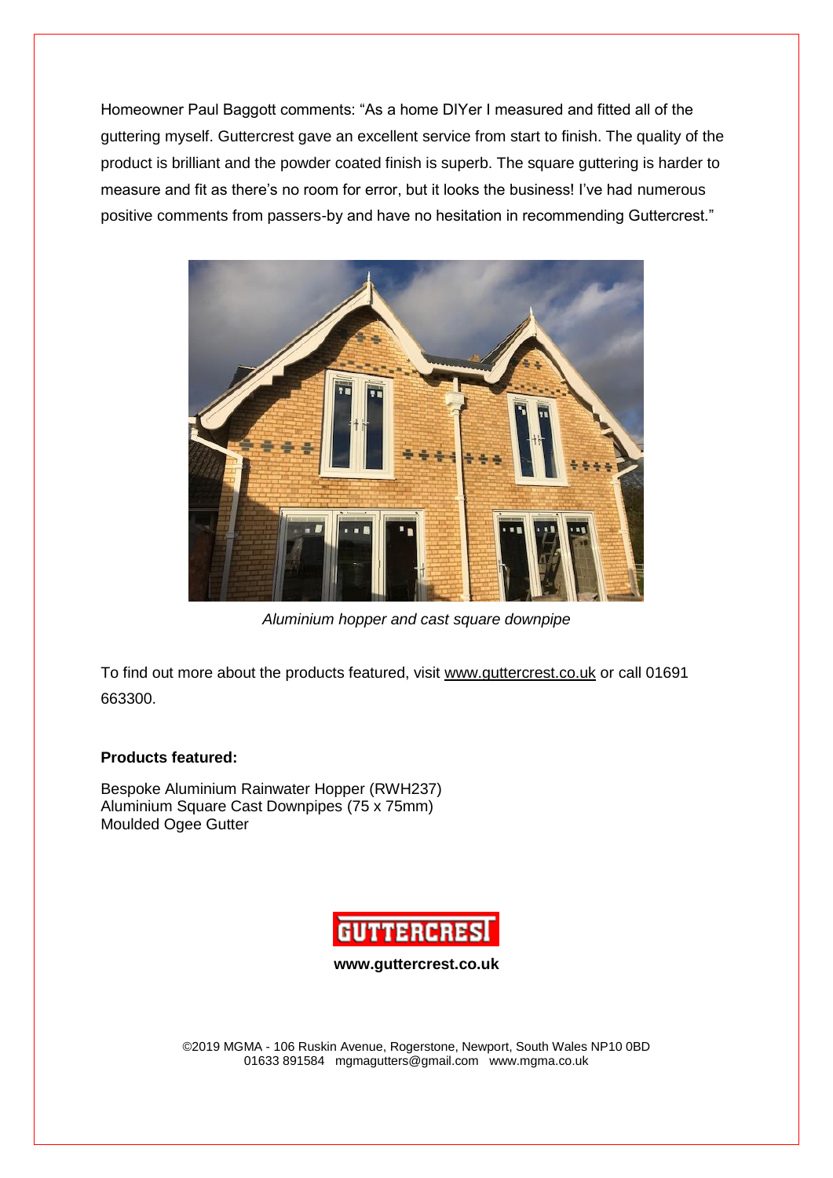Homeowner Paul Baggott comments: "As a home DIYer I measured and fitted all of the guttering myself. Guttercrest gave an excellent service from start to finish. The quality of the product is brilliant and the powder coated finish is superb. The square guttering is harder to measure and fit as there's no room for error, but it looks the business! I've had numerous positive comments from passers-by and have no hesitation in recommending Guttercrest."

*Aluminium hopper and cast square downpipe*

To find out more about the products featured, visit www.guttercrest.co.uk or call 01691 663300.

**Products featured:**

Bespoke Aluminium Rainwater Hopper (RWH237)
Aluminium Square Cast Downpipes (75 x 75mm)
Moulded Ogee Gutter

GUTTERCREST

**www.guttercrest.co.uk**

©2019 MGMA - 106 Ruskin Avenue, Rogerstone, Newport, South Wales NP10 0BD
01633 891584 mgmagutters@gmail.com www.mgma.co.uk